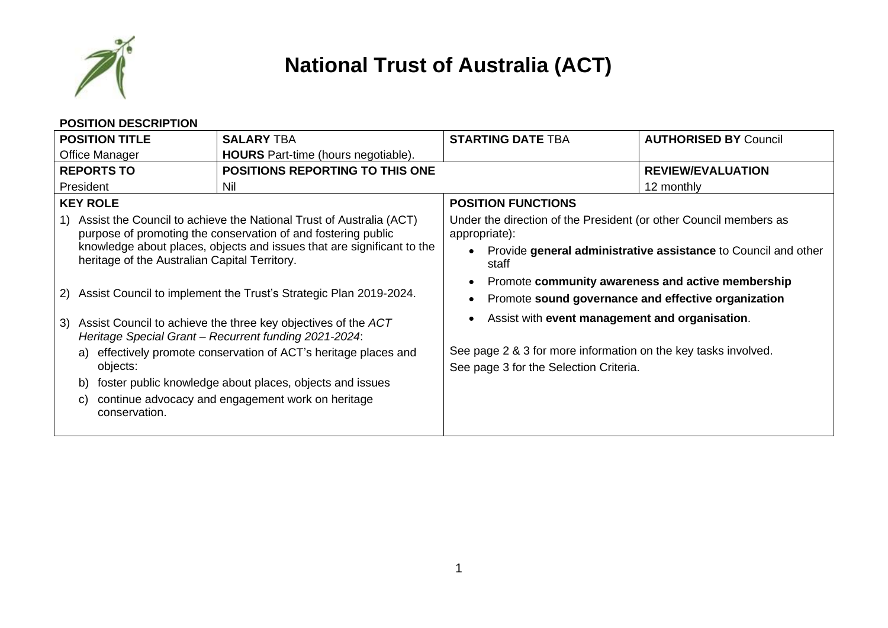# National Trust of Australia (ACT)

**POSITION DESCRIPTION**

| **POSITION TITLE** | **SALARY** TBA | **STARTING DATE** TBA | **AUTHORISED BY** Council |
|---|---|---|---|
| Office Manager | **HOURS** Part-time (hours negotiable). | | |
| **REPORTS TO** | **POSITIONS REPORTING TO THIS ONE** | | **REVIEW/EVALUATION** |
| President | Nil | | 12 monthly |

**KEY ROLE**

1) Assist the Council to achieve the National Trust of Australia (ACT) purpose of promoting the conservation of and fostering public knowledge about places, objects and issues that are significant to the heritage of the Australian Capital Territory.

2) Assist Council to implement the Trust's Strategic Plan 2019-2024.

3) Assist Council to achieve the three key objectives of the *ACT Heritage Special Grant – Recurrent funding 2021-2024*:
   a) effectively promote conservation of ACT's heritage places and objects:
   b) foster public knowledge about places, objects and issues
   c) continue advocacy and engagement work on heritage conservation.

**POSITION FUNCTIONS**

Under the direction of the President (or other Council members as appropriate):

- Provide **general administrative assistance** to Council and other staff
- Promote **community awareness and active membership**
- Promote **sound governance and effective organization**
- Assist with **event management and organisation**.

See page 2 & 3 for more information on the key tasks involved.
See page 3 for the Selection Criteria.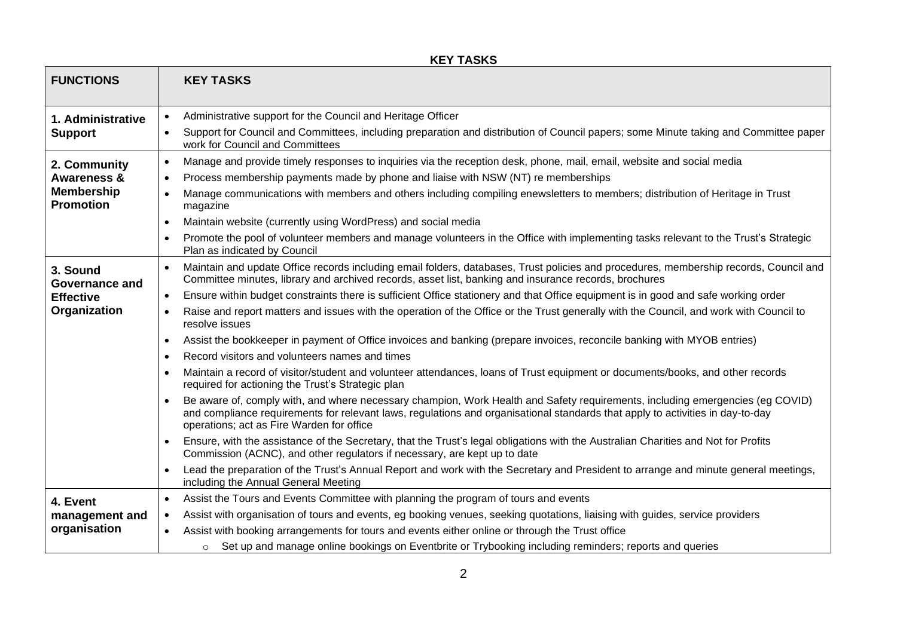**KEY TASKS**

| FUNCTIONS | KEY TASKS |
|---|---|
| **1. Administrative Support** | • Administrative support for the Council and Heritage Officer<br>• Support for Council and Committees, including preparation and distribution of Council papers; some Minute taking and Committee paper work for Council and Committees |
| **2. Community Awareness & Membership Promotion** | • Manage and provide timely responses to inquiries via the reception desk, phone, mail, email, website and social media<br>• Process membership payments made by phone and liaise with NSW (NT) re memberships<br>• Manage communications with members and others including compiling enewsletters to members; distribution of Heritage in Trust magazine<br>• Maintain website (currently using WordPress) and social media<br>• Promote the pool of volunteer members and manage volunteers in the Office with implementing tasks relevant to the Trust's Strategic Plan as indicated by Council |
| **3. Sound Governance and Effective Organization** | • Maintain and update Office records including email folders, databases, Trust policies and procedures, membership records, Council and Committee minutes, library and archived records, asset list, banking and insurance records, brochures<br>• Ensure within budget constraints there is sufficient Office stationery and that Office equipment is in good and safe working order<br>• Raise and report matters and issues with the operation of the Office or the Trust generally with the Council, and work with Council to resolve issues<br>• Assist the bookkeeper in payment of Office invoices and banking (prepare invoices, reconcile banking with MYOB entries)<br>• Record visitors and volunteers names and times<br>• Maintain a record of visitor/student and volunteer attendances, loans of Trust equipment or documents/books, and other records required for actioning the Trust's Strategic plan<br>• Be aware of, comply with, and where necessary champion, Work Health and Safety requirements, including emergencies (eg COVID) and compliance requirements for relevant laws, regulations and organisational standards that apply to activities in day-to-day operations; act as Fire Warden for office<br>• Ensure, with the assistance of the Secretary, that the Trust's legal obligations with the Australian Charities and Not for Profits Commission (ACNC), and other regulators if necessary, are kept up to date<br>• Lead the preparation of the Trust's Annual Report and work with the Secretary and President to arrange and minute general meetings, including the Annual General Meeting |
| **4. Event management and organisation** | • Assist the Tours and Events Committee with planning the program of tours and events<br>• Assist with organisation of tours and events, eg booking venues, seeking quotations, liaising with guides, service providers<br>• Assist with booking arrangements for tours and events either online or through the Trust office<br>&nbsp;&nbsp;&nbsp;&nbsp;○ Set up and manage online bookings on Eventbrite or Trybooking including reminders; reports and queries |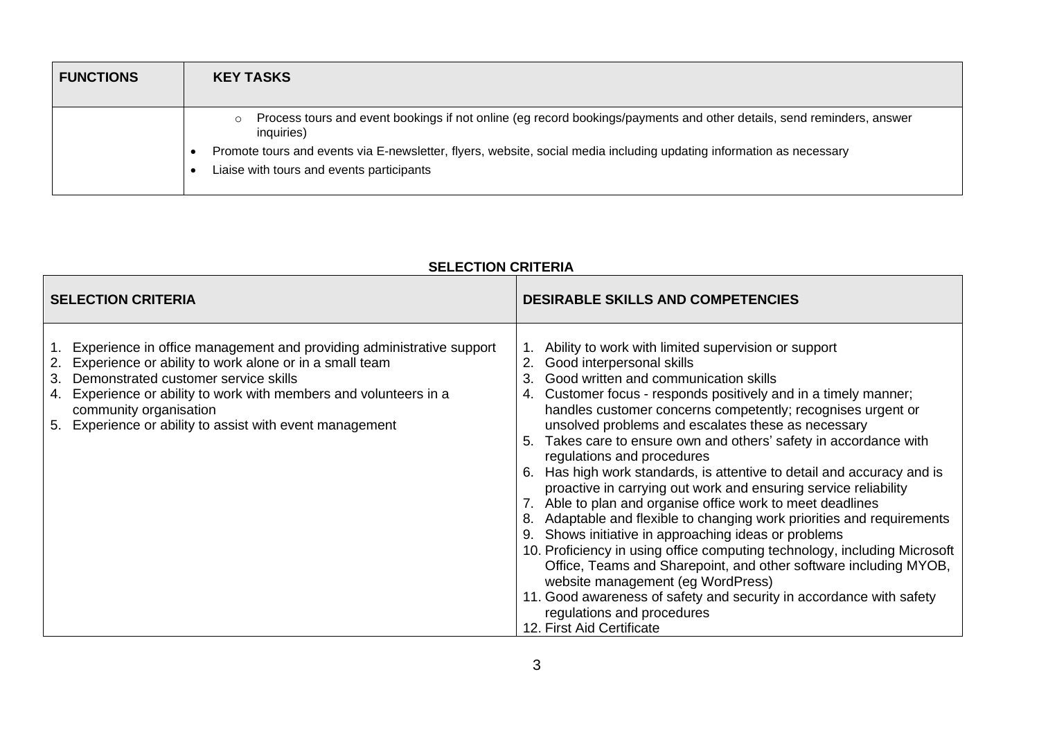| FUNCTIONS | KEY TASKS |
|---|---|
| | ○ Process tours and event bookings if not online (eg record bookings/payments and other details, send reminders, answer inquiries)<br>• Promote tours and events via E-newsletter, flyers, website, social media including updating information as necessary<br>• Liaise with tours and events participants |

## SELECTION CRITERIA

| SELECTION CRITERIA | DESIRABLE SKILLS AND COMPETENCIES |
|---|---|
| 1. Experience in office management and providing administrative support<br>2. Experience or ability to work alone or in a small team<br>3. Demonstrated customer service skills<br>4. Experience or ability to work with members and volunteers in a community organisation<br>5. Experience or ability to assist with event management | 1. Ability to work with limited supervision or support<br>2. Good interpersonal skills<br>3. Good written and communication skills<br>4. Customer focus - responds positively and in a timely manner; handles customer concerns competently; recognises urgent or unsolved problems and escalates these as necessary<br>5. Takes care to ensure own and others' safety in accordance with regulations and procedures<br>6. Has high work standards, is attentive to detail and accuracy and is proactive in carrying out work and ensuring service reliability<br>7. Able to plan and organise office work to meet deadlines<br>8. Adaptable and flexible to changing work priorities and requirements<br>9. Shows initiative in approaching ideas or problems<br>10. Proficiency in using office computing technology, including Microsoft Office, Teams and Sharepoint, and other software including MYOB, website management (eg WordPress)<br>11. Good awareness of safety and security in accordance with safety regulations and procedures<br>12. First Aid Certificate |